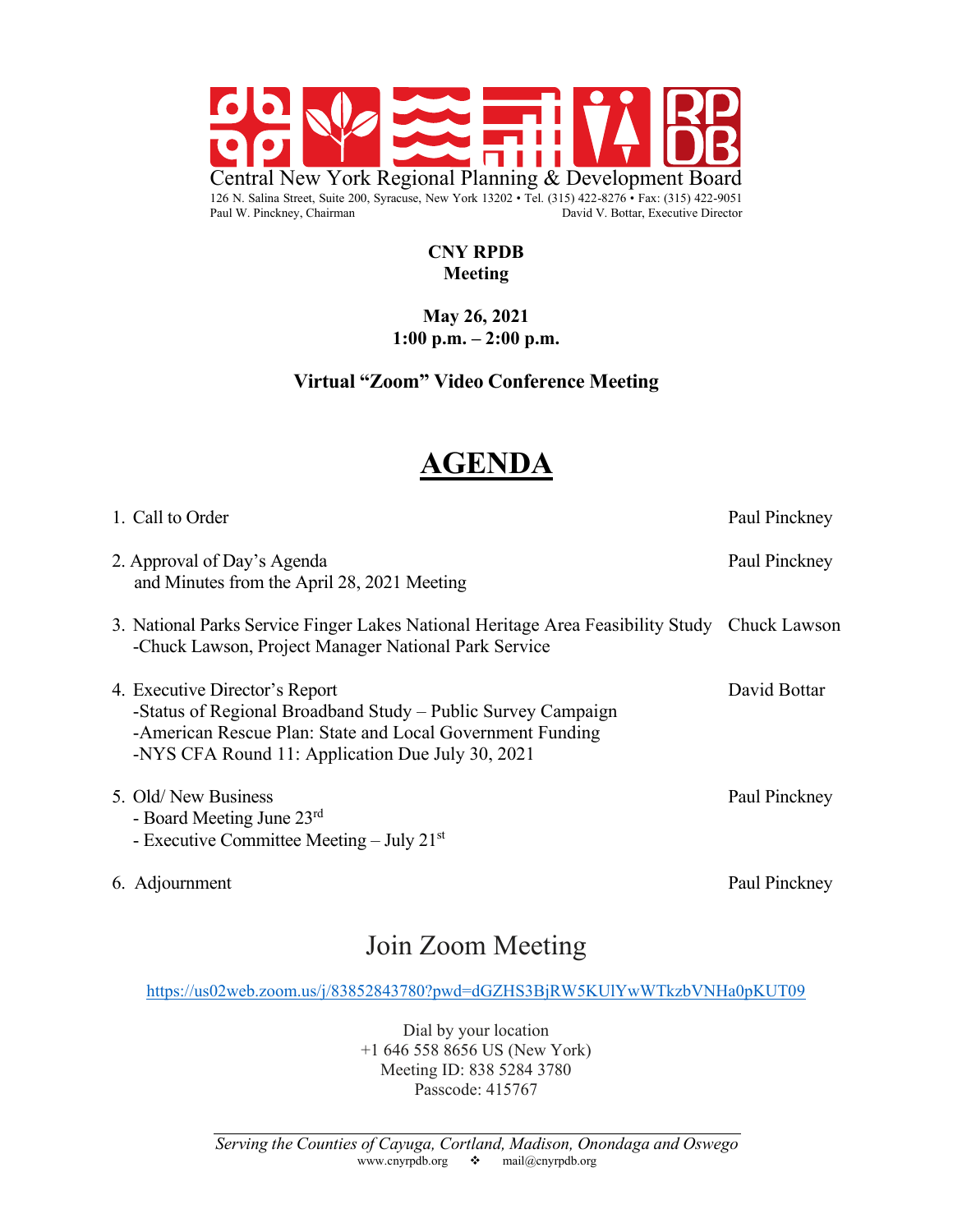Central New York Regional Planning & Development Board

126 N. Salina Street, Suite 200, Syracuse, New York 13202 • Tel. (315) 422-8276 • Fax: (315) 422-9051

Paul W. Pinckney, Chairman — David V. Bottar, Executive Director

**CNY RPDB**
**Meeting**

**May 26, 2021**
**1:00 p.m. – 2:00 p.m.**

**Virtual "Zoom" Video Conference Meeting**

# AGENDA

| | |
|---|---|
| 1. Call to Order | Paul Pinckney |
| 2. Approval of Day's Agenda and Minutes from the April 28, 2021 Meeting | Paul Pinckney |
| 3. National Parks Service Finger Lakes National Heritage Area Feasibility Study -Chuck Lawson, Project Manager National Park Service | Chuck Lawson |
| 4. Executive Director's Report -Status of Regional Broadband Study – Public Survey Campaign -American Rescue Plan: State and Local Government Funding -NYS CFA Round 11: Application Due July 30, 2021 | David Bottar |
| 5. Old/ New Business - Board Meeting June 23rd - Executive Committee Meeting – July 21st | Paul Pinckney |
| 6. Adjournment | Paul Pinckney |

## Join Zoom Meeting

https://us02web.zoom.us/j/83852843780?pwd=dGZHS3BjRW5KUlYwWTkzbVNHa0pKUT09

Dial by your location
+1 646 558 8656 US (New York)
Meeting ID: 838 5284 3780
Passcode: 415767

*Serving the Counties of Cayuga, Cortland, Madison, Onondaga and Oswego*
www.cnyrpdb.org ❖ mail@cnyrpdb.org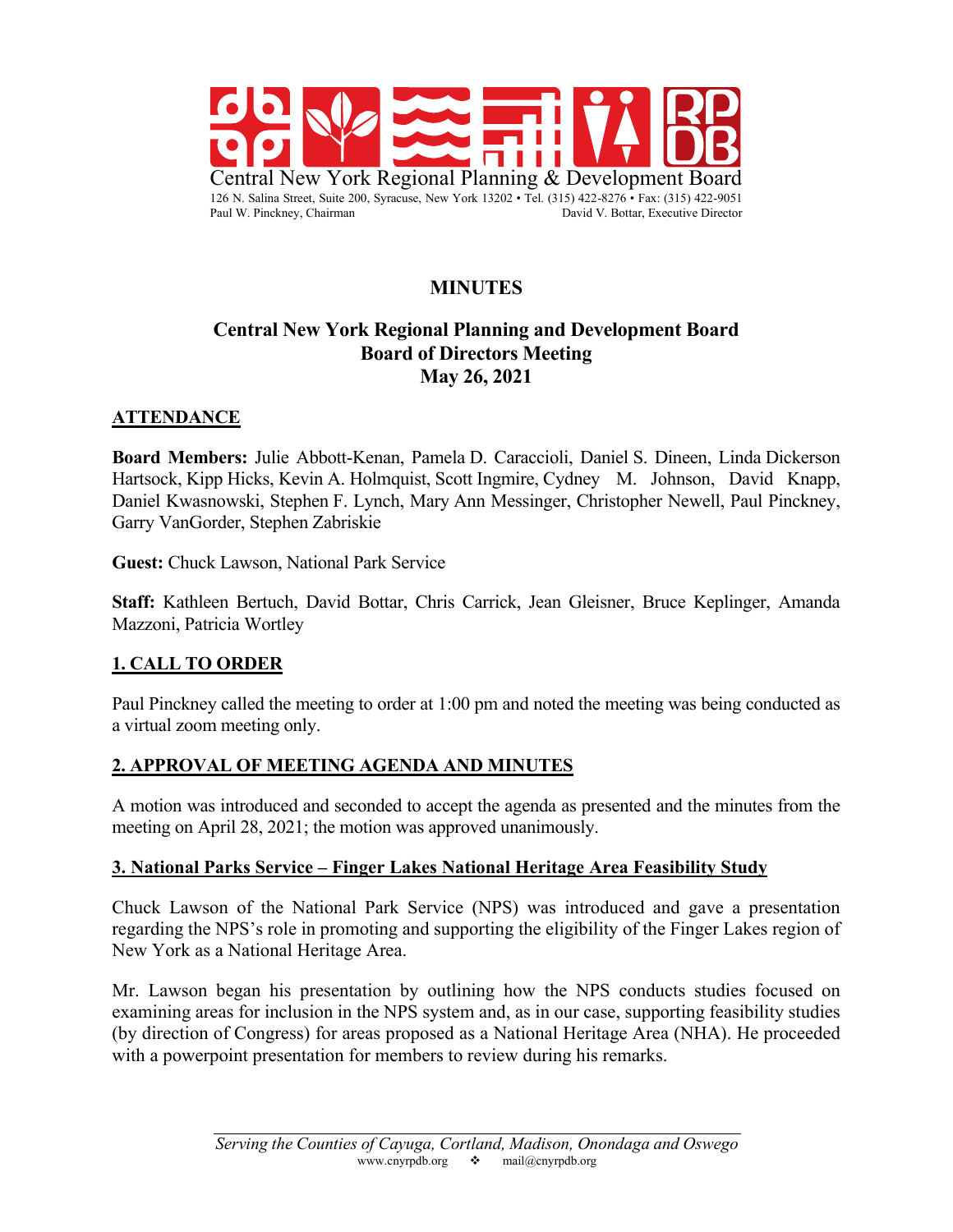Central New York Regional Planning & Development Board

126 N. Salina Street, Suite 200, Syracuse, New York 13202 • Tel. (315) 422-8276 • Fax: (315) 422-9051

Paul W. Pinckney, Chairman David V. Bottar, Executive Director

# MINUTES

## Central New York Regional Planning and Development Board
## Board of Directors Meeting
## May 26, 2021

### ATTENDANCE

**Board Members:** Julie Abbott-Kenan, Pamela D. Caraccioli, Daniel S. Dineen, Linda Dickerson Hartsock, Kipp Hicks, Kevin A. Holmquist, Scott Ingmire, Cydney M. Johnson, David Knapp, Daniel Kwasnowski, Stephen F. Lynch, Mary Ann Messinger, Christopher Newell, Paul Pinckney, Garry VanGorder, Stephen Zabriskie

**Guest:** Chuck Lawson, National Park Service

**Staff:** Kathleen Bertuch, David Bottar, Chris Carrick, Jean Gleisner, Bruce Keplinger, Amanda Mazzoni, Patricia Wortley

### 1. CALL TO ORDER

Paul Pinckney called the meeting to order at 1:00 pm and noted the meeting was being conducted as a virtual zoom meeting only.

### 2. APPROVAL OF MEETING AGENDA AND MINUTES

A motion was introduced and seconded to accept the agenda as presented and the minutes from the meeting on April 28, 2021; the motion was approved unanimously.

### 3. National Parks Service – Finger Lakes National Heritage Area Feasibility Study

Chuck Lawson of the National Park Service (NPS) was introduced and gave a presentation regarding the NPS's role in promoting and supporting the eligibility of the Finger Lakes region of New York as a National Heritage Area.

Mr. Lawson began his presentation by outlining how the NPS conducts studies focused on examining areas for inclusion in the NPS system and, as in our case, supporting feasibility studies (by direction of Congress) for areas proposed as a National Heritage Area (NHA). He proceeded with a powerpoint presentation for members to review during his remarks.

*Serving the Counties of Cayuga, Cortland, Madison, Onondaga and Oswego*

www.cnyrpdb.org ❖ mail@cnyrpdb.org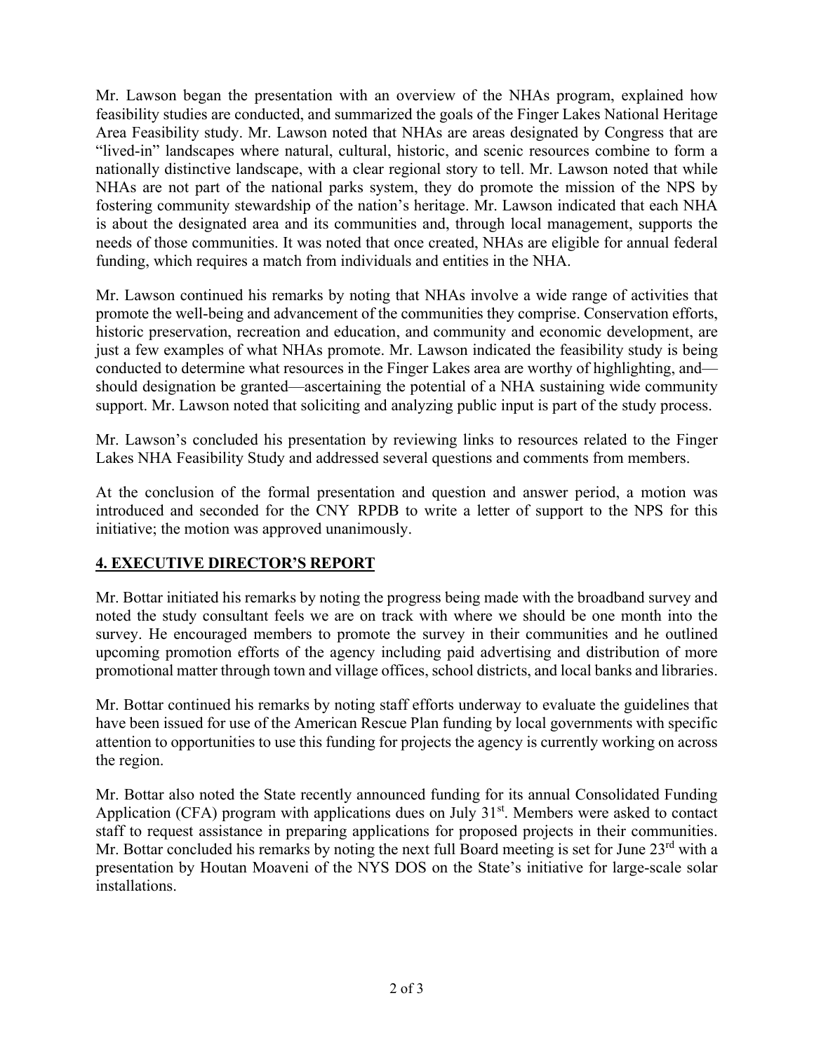Mr. Lawson began the presentation with an overview of the NHAs program, explained how feasibility studies are conducted, and summarized the goals of the Finger Lakes National Heritage Area Feasibility study. Mr. Lawson noted that NHAs are areas designated by Congress that are "lived-in" landscapes where natural, cultural, historic, and scenic resources combine to form a nationally distinctive landscape, with a clear regional story to tell. Mr. Lawson noted that while NHAs are not part of the national parks system, they do promote the mission of the NPS by fostering community stewardship of the nation's heritage. Mr. Lawson indicated that each NHA is about the designated area and its communities and, through local management, supports the needs of those communities. It was noted that once created, NHAs are eligible for annual federal funding, which requires a match from individuals and entities in the NHA.

Mr. Lawson continued his remarks by noting that NHAs involve a wide range of activities that promote the well-being and advancement of the communities they comprise. Conservation efforts, historic preservation, recreation and education, and community and economic development, are just a few examples of what NHAs promote. Mr. Lawson indicated the feasibility study is being conducted to determine what resources in the Finger Lakes area are worthy of highlighting, and—should designation be granted—ascertaining the potential of a NHA sustaining wide community support. Mr. Lawson noted that soliciting and analyzing public input is part of the study process.

Mr. Lawson's concluded his presentation by reviewing links to resources related to the Finger Lakes NHA Feasibility Study and addressed several questions and comments from members.

At the conclusion of the formal presentation and question and answer period, a motion was introduced and seconded for the CNY RPDB to write a letter of support to the NPS for this initiative; the motion was approved unanimously.

## 4. EXECUTIVE DIRECTOR'S REPORT

Mr. Bottar initiated his remarks by noting the progress being made with the broadband survey and noted the study consultant feels we are on track with where we should be one month into the survey. He encouraged members to promote the survey in their communities and he outlined upcoming promotion efforts of the agency including paid advertising and distribution of more promotional matter through town and village offices, school districts, and local banks and libraries.

Mr. Bottar continued his remarks by noting staff efforts underway to evaluate the guidelines that have been issued for use of the American Rescue Plan funding by local governments with specific attention to opportunities to use this funding for projects the agency is currently working on across the region.

Mr. Bottar also noted the State recently announced funding for its annual Consolidated Funding Application (CFA) program with applications dues on July 31st. Members were asked to contact staff to request assistance in preparing applications for proposed projects in their communities. Mr. Bottar concluded his remarks by noting the next full Board meeting is set for June 23rd with a presentation by Houtan Moaveni of the NYS DOS on the State's initiative for large-scale solar installations.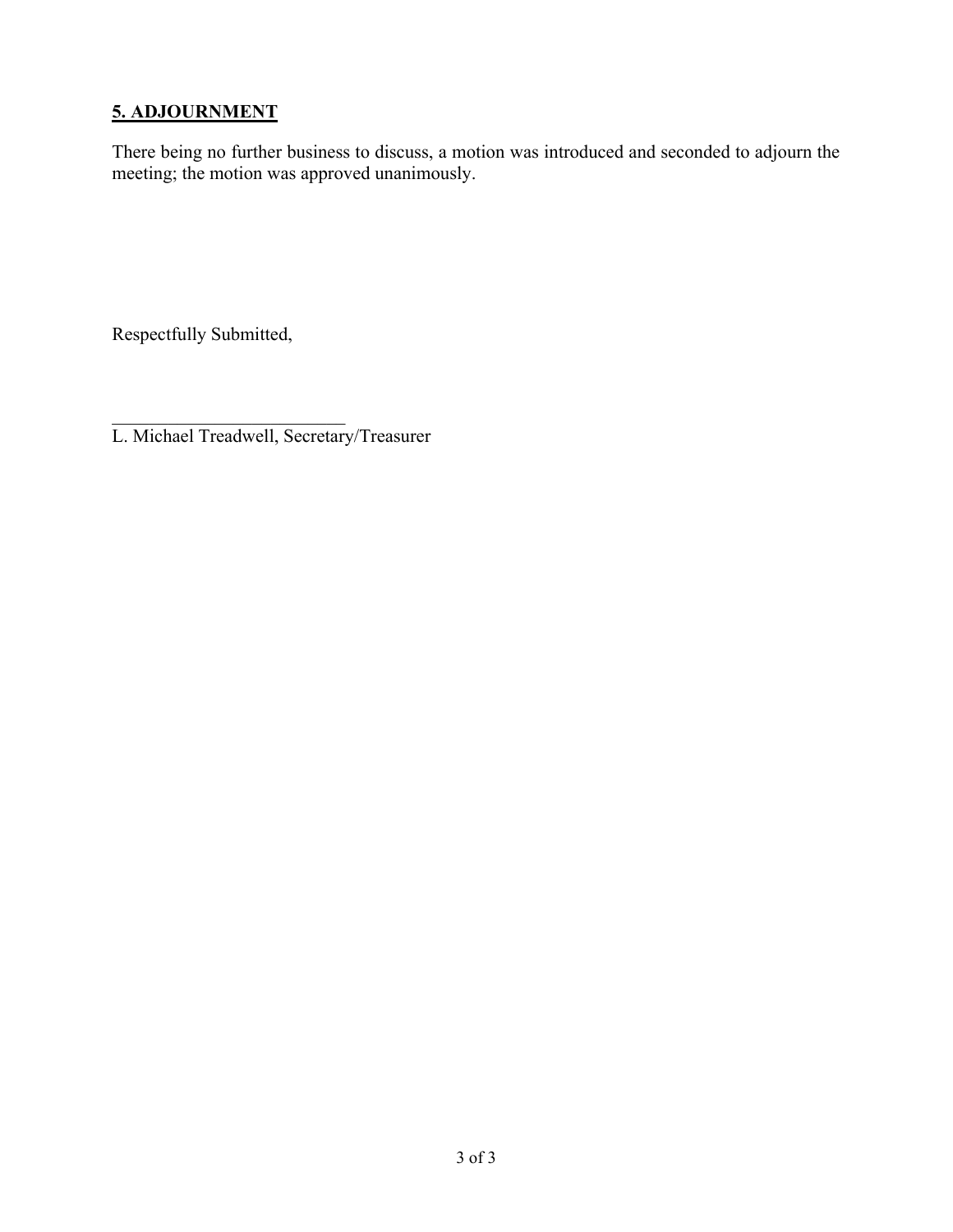## **5. ADJOURNMENT**

There being no further business to discuss, a motion was introduced and seconded to adjourn the meeting; the motion was approved unanimously.

Respectfully Submitted,

\_\_\_\_\_\_\_\_\_\_\_\_\_\_\_\_\_\_\_\_\_\_\_\_\_\_

L. Michael Treadwell, Secretary/Treasurer